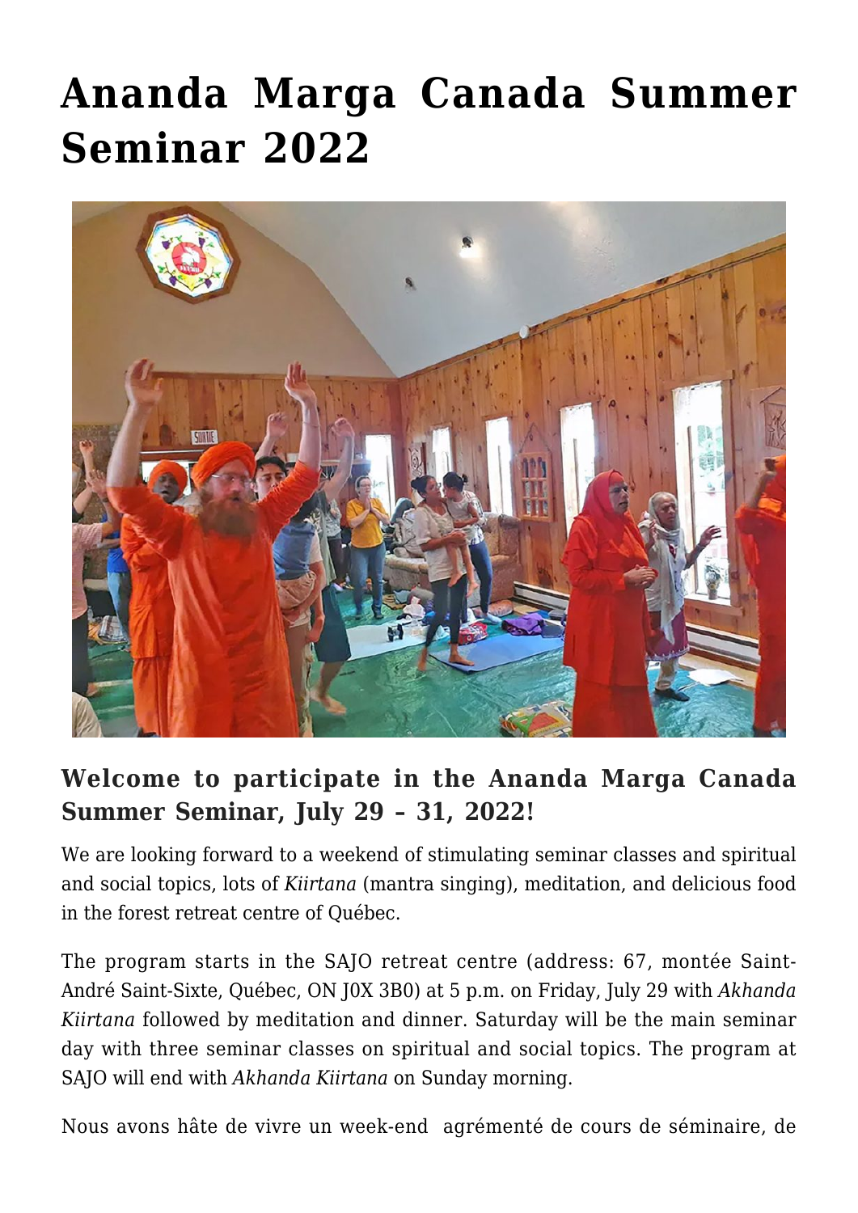# Ananda Marga Canada Summer Seminar 2022

## Welcome to participate in the Ananda Marga Canada Summer Seminar, July 29 – 31, 2022!

We are looking forward to a weekend of stimulating seminar classes and spiritual and social topics, lots of *Kiirtana* (mantra singing), meditation, and delicious food in the forest retreat centre of Québec.

The program starts in the SAJO retreat centre (address: 67, montée Saint-André Saint-Sixte, Québec, ON J0X 3B0) at 5 p.m. on Friday, July 29 with *Akhanda Kiirtana* followed by meditation and dinner. Saturday will be the main seminar day with three seminar classes on spiritual and social topics. The program at SAJO will end with *Akhanda Kiirtana* on Sunday morning.

Nous avons hâte de vivre un week-end agrémenté de cours de séminaire, de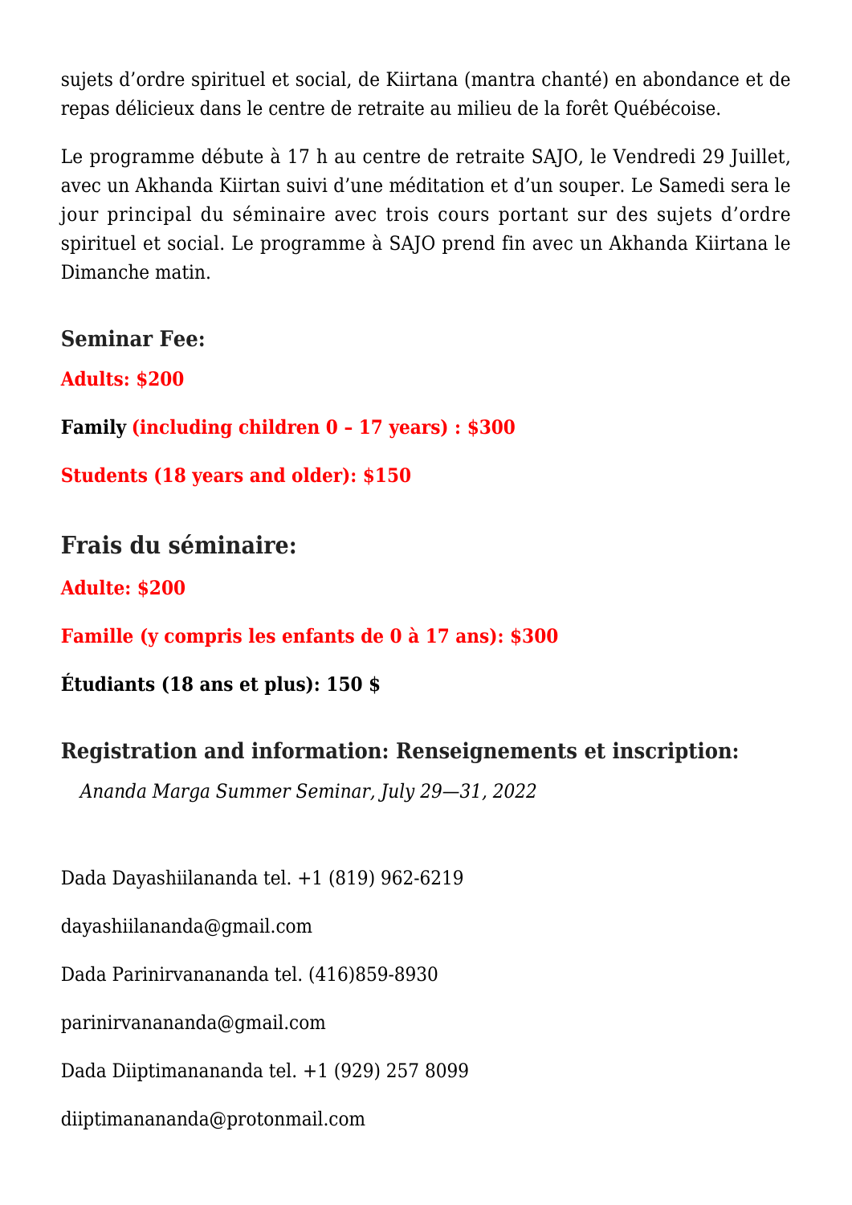sujets d'ordre spirituel et social, de Kiirtana (mantra chanté) en abondance et de repas délicieux dans le centre de retraite au milieu de la forêt Québécoise.

Le programme débute à 17 h au centre de retraite SAJO, le Vendredi 29 Juillet, avec un Akhanda Kiirtan suivi d'une méditation et d'un souper. Le Samedi sera le jour principal du séminaire avec trois cours portant sur des sujets d'ordre spirituel et social. Le programme à SAJO prend fin avec un Akhanda Kiirtana le Dimanche matin.

### Seminar Fee:

**Adults: $200**

**Family (including children 0 – 17 years) : $300**

**Students (18 years and older): $150**

## Frais du séminaire:

**Adulte: $200**

**Famille (y compris les enfants de 0 à 17 ans): $300**

**Étudiants (18 ans et plus): 150 $**

### Registration and information: Renseignements et inscription:

*Ananda Marga Summer Seminar, July 29—31, 2022*

Dada Dayashiilananda tel. +1 (819) 962-6219

dayashiilananda@gmail.com

Dada Parinirvanananda tel. (416)859-8930

parinirvanananda@gmail.com

Dada Diiptimanananda tel. +1 (929) 257 8099

diiptimanananda@protonmail.com